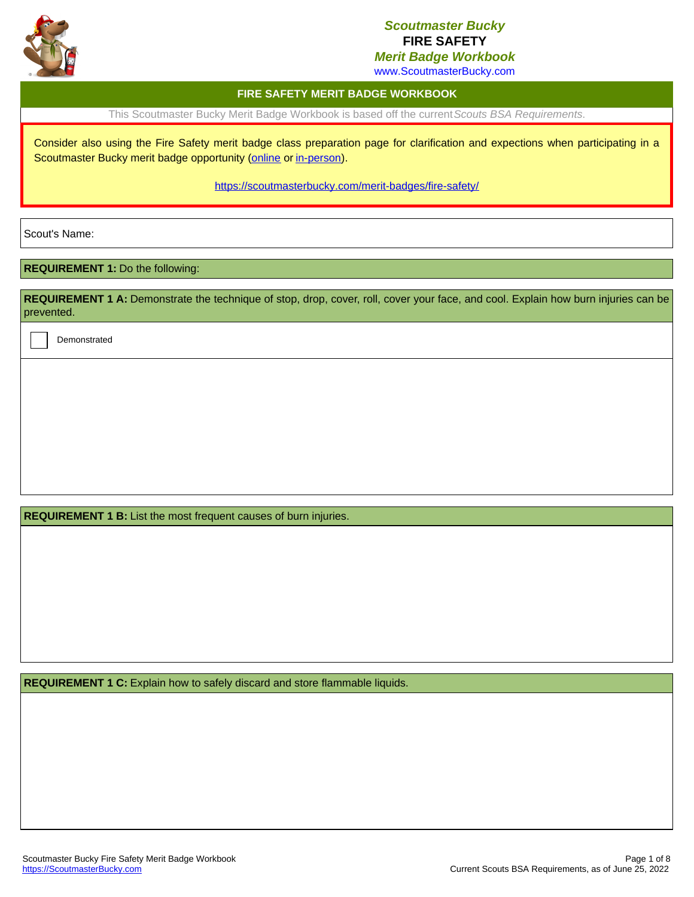*Scoutmaster Bucky*
**FIRE SAFETY**
*Merit Badge Workbook*
www.ScoutmasterBucky.com

## FIRE SAFETY MERIT BADGE WORKBOOK

This Scoutmaster Bucky Merit Badge Workbook is based off the current *Scouts BSA Requirements.*

Consider also using the Fire Safety merit badge class preparation page for clarification and expections when participating in a Scoutmaster Bucky merit badge opportunity (online or in-person).

https://scoutmasterbucky.com/merit-badges/fire-safety/

Scout's Name:

**REQUIREMENT 1:** Do the following:

**REQUIREMENT 1 A:** Demonstrate the technique of stop, drop, cover, roll, cover your face, and cool. Explain how burn injuries can be prevented.

☐ Demonstrated

**REQUIREMENT 1 B:** List the most frequent causes of burn injuries.

**REQUIREMENT 1 C:** Explain how to safely discard and store flammable liquids.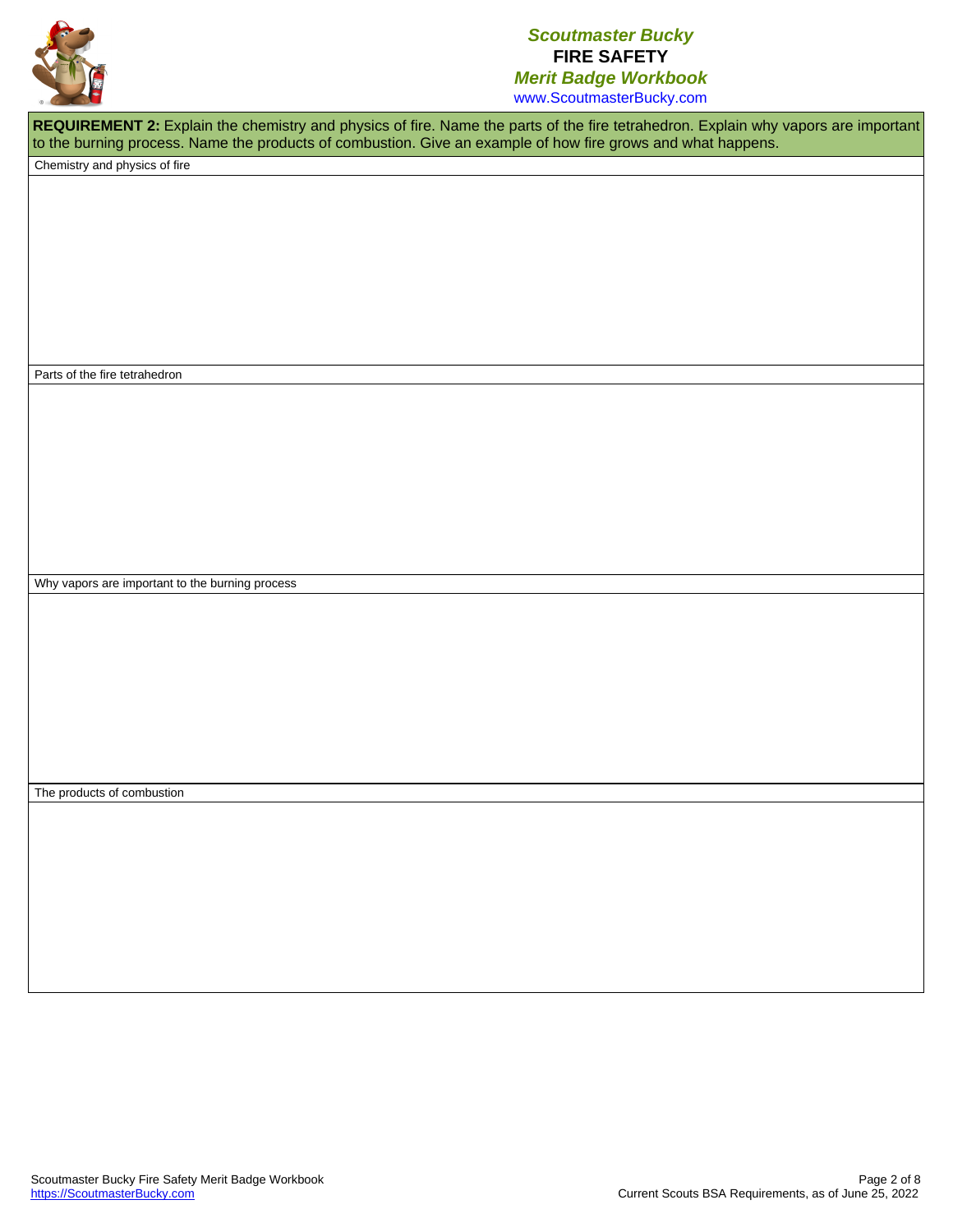**REQUIREMENT 2:** Explain the chemistry and physics of fire. Name the parts of the fire tetrahedron. Explain why vapors are important to the burning process. Name the products of combustion. Give an example of how fire grows and what happens.

| Chemistry and physics of fire |
| --- |
| |

| Parts of the fire tetrahedron |
| --- |
| |

| Why vapors are important to the burning process |
| --- |
| |

| The products of combustion |
| --- |
| |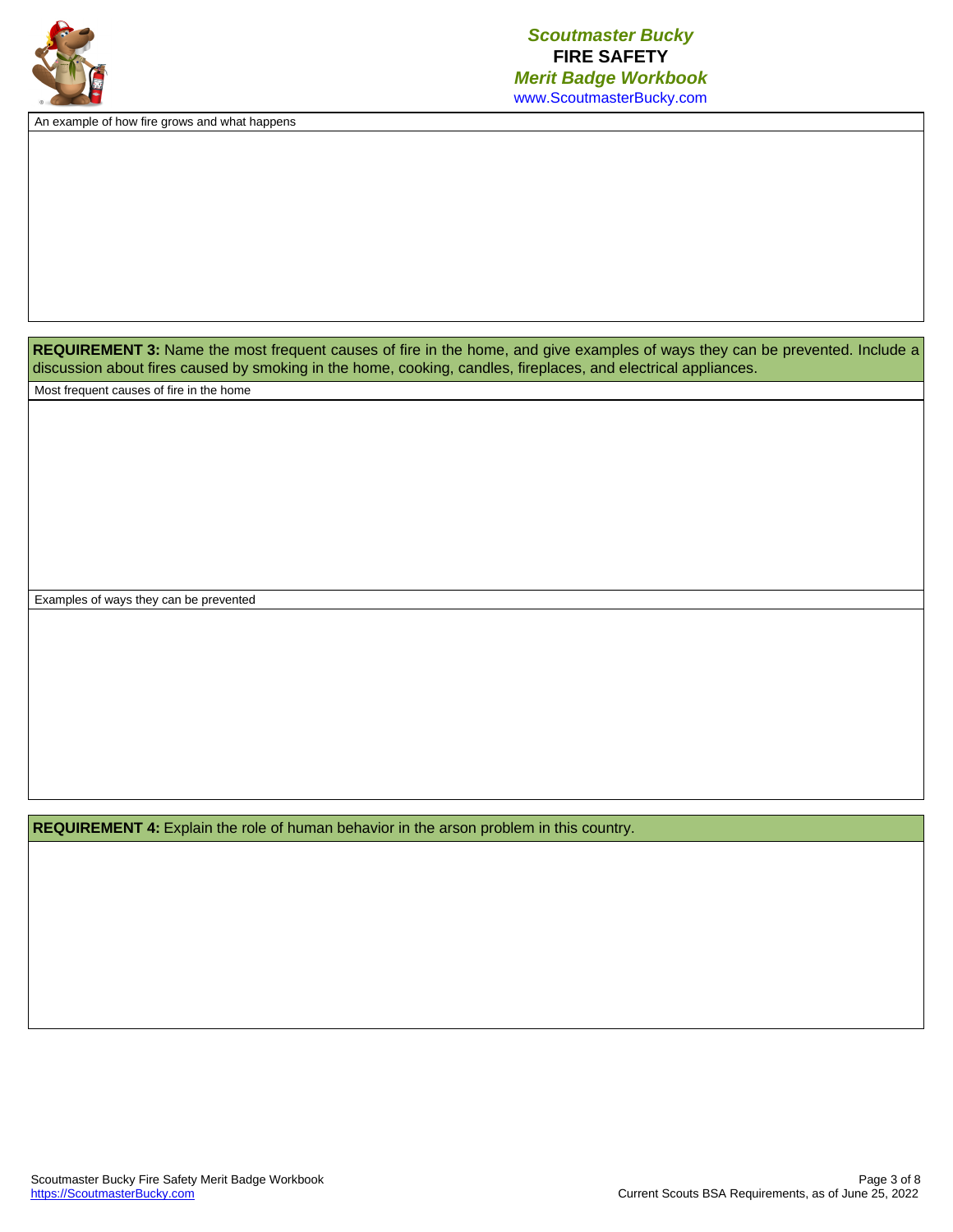An example of how fire grows and what happens

**REQUIREMENT 3:** Name the most frequent causes of fire in the home, and give examples of ways they can be prevented. Include a discussion about fires caused by smoking in the home, cooking, candles, fireplaces, and electrical appliances.

Most frequent causes of fire in the home

Examples of ways they can be prevented

**REQUIREMENT 4:** Explain the role of human behavior in the arson problem in this country.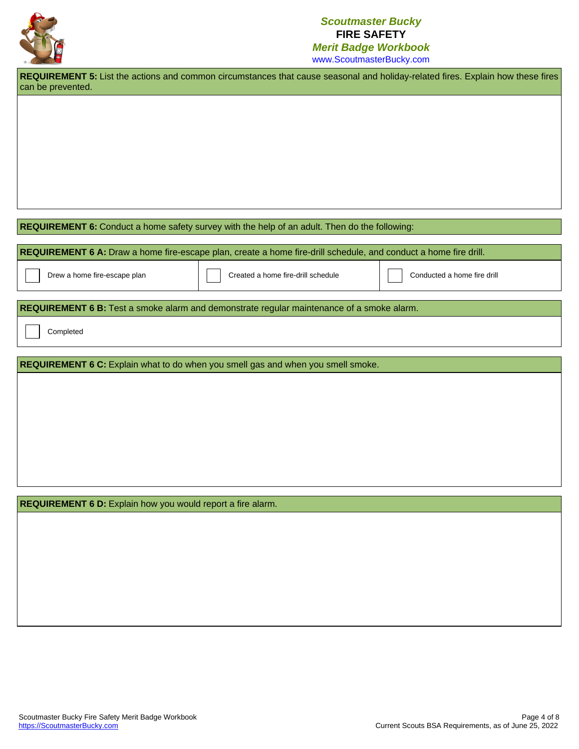**REQUIREMENT 5:** List the actions and common circumstances that cause seasonal and holiday-related fires. Explain how these fires can be prevented.

**REQUIREMENT 6:** Conduct a home safety survey with the help of an adult. Then do the following:

**REQUIREMENT 6 A:** Draw a home fire-escape plan, create a home fire-drill schedule, and conduct a home fire drill.

| | | |
|---|---|---|
| ☐ Drew a home fire-escape plan | ☐ Created a home fire-drill schedule | ☐ Conducted a home fire drill |

**REQUIREMENT 6 B:** Test a smoke alarm and demonstrate regular maintenance of a smoke alarm.

☐ Completed

**REQUIREMENT 6 C:** Explain what to do when you smell gas and when you smell smoke.

**REQUIREMENT 6 D:** Explain how you would report a fire alarm.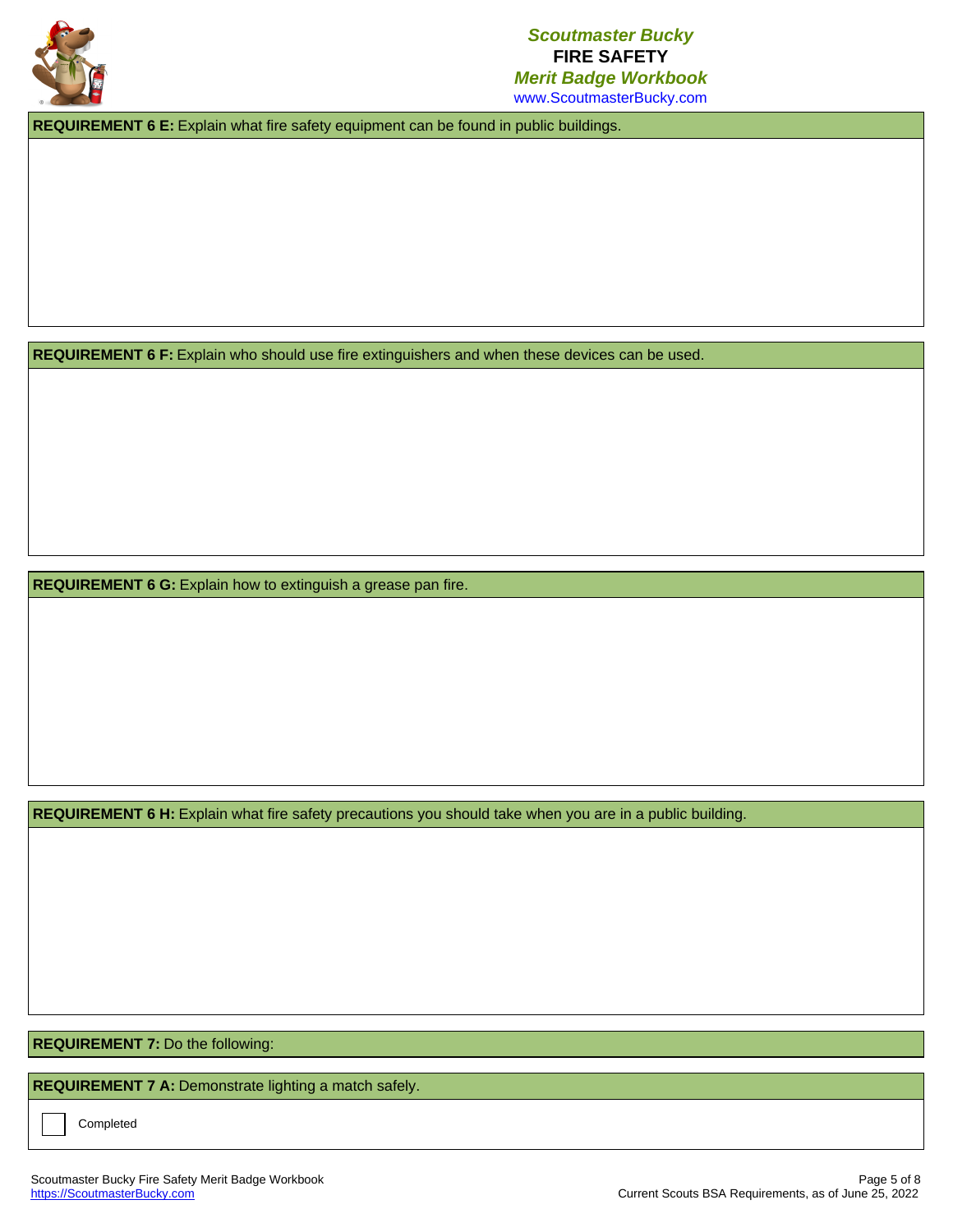**REQUIREMENT 6 E:** Explain what fire safety equipment can be found in public buildings.

**REQUIREMENT 6 F:** Explain who should use fire extinguishers and when these devices can be used.

**REQUIREMENT 6 G:** Explain how to extinguish a grease pan fire.

**REQUIREMENT 6 H:** Explain what fire safety precautions you should take when you are in a public building.

**REQUIREMENT 7:** Do the following:

**REQUIREMENT 7 A:** Demonstrate lighting a match safely.

☐ Completed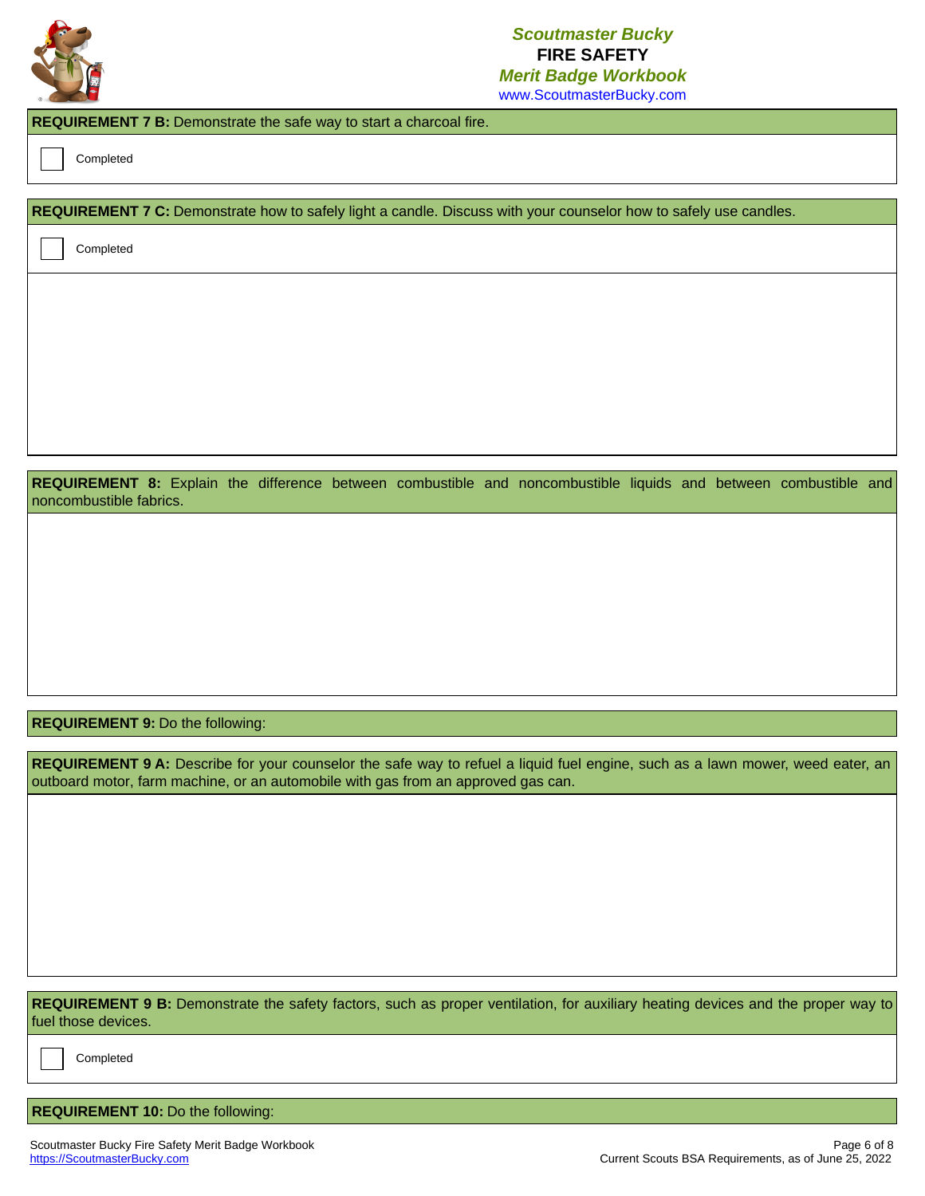**REQUIREMENT 7 B:** Demonstrate the safe way to start a charcoal fire.

☐ Completed

**REQUIREMENT 7 C:** Demonstrate how to safely light a candle. Discuss with your counselor how to safely use candles.

☐ Completed

**REQUIREMENT 8:** Explain the difference between combustible and noncombustible liquids and between combustible and noncombustible fabrics.

**REQUIREMENT 9:** Do the following:

**REQUIREMENT 9 A:** Describe for your counselor the safe way to refuel a liquid fuel engine, such as a lawn mower, weed eater, an outboard motor, farm machine, or an automobile with gas from an approved gas can.

**REQUIREMENT 9 B:** Demonstrate the safety factors, such as proper ventilation, for auxiliary heating devices and the proper way to fuel those devices.

☐ Completed

**REQUIREMENT 10:** Do the following: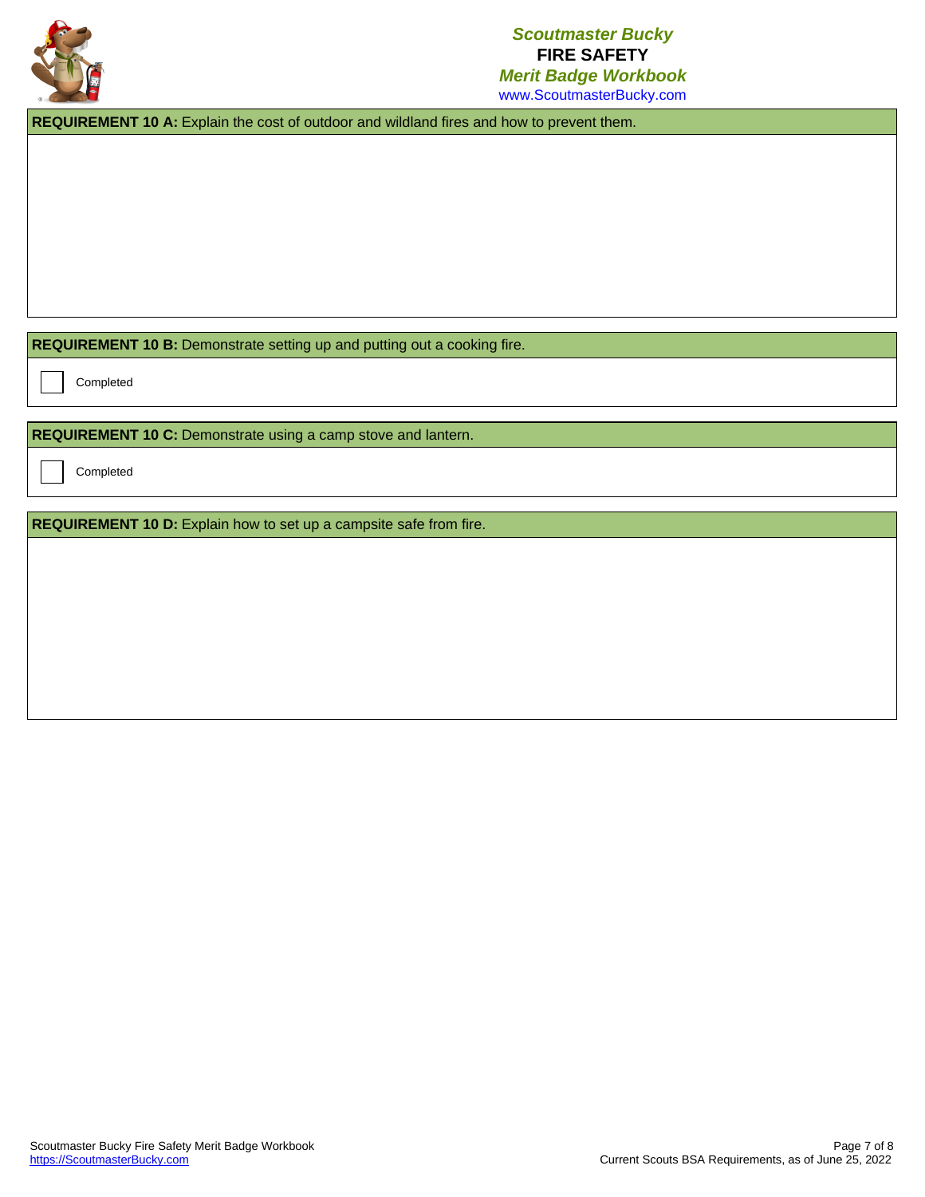**REQUIREMENT 10 A:** Explain the cost of outdoor and wildland fires and how to prevent them.

**REQUIREMENT 10 B:** Demonstrate setting up and putting out a cooking fire.

- [ ] Completed

**REQUIREMENT 10 C:** Demonstrate using a camp stove and lantern.

- [ ] Completed

**REQUIREMENT 10 D:** Explain how to set up a campsite safe from fire.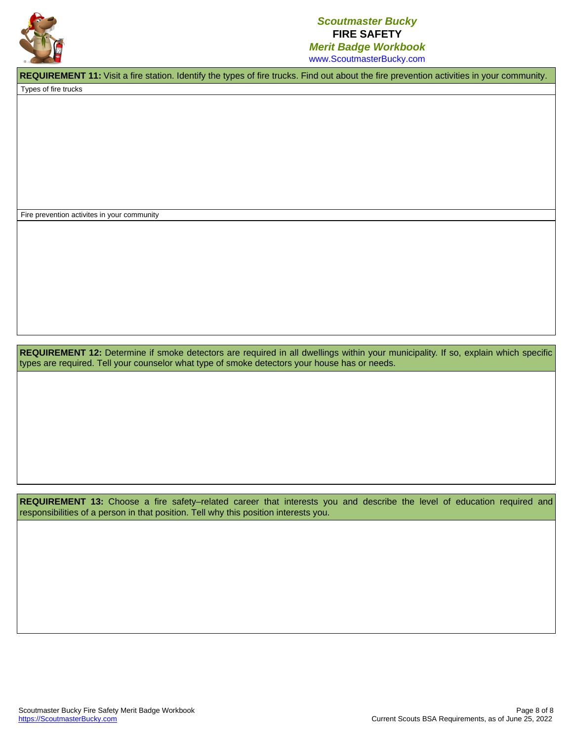**REQUIREMENT 11:** Visit a fire station. Identify the types of fire trucks. Find out about the fire prevention activities in your community.

Types of fire trucks

Fire prevention activites in your community

**REQUIREMENT 12:** Determine if smoke detectors are required in all dwellings within your municipality. If so, explain which specific types are required. Tell your counselor what type of smoke detectors your house has or needs.

**REQUIREMENT 13:** Choose a fire safety–related career that interests you and describe the level of education required and responsibilities of a person in that position. Tell why this position interests you.